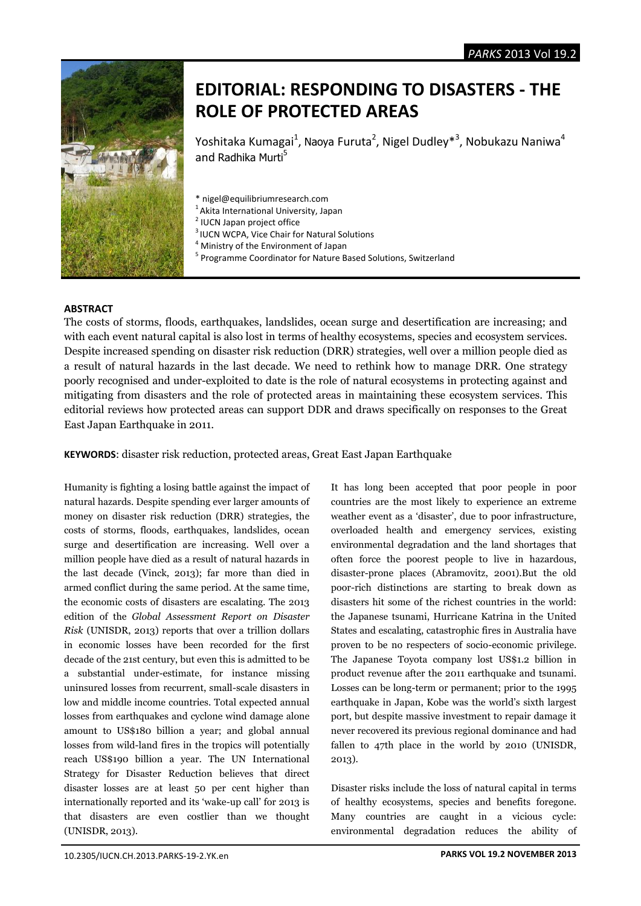# EDITORIAL: RESPONDING TO DISASTERS - THE ROLE OF PROTECTED AREAS

Yoshitaka Kumagai[1], Naoya Furuta[2], Nigel Dudley*[3], Nobukazu Naniwa[4] and Radhika Murti[5]

\* nigel@equilibriumresearch.com
[1] Akita International University, Japan
[2] IUCN Japan project office
[3] IUCN WCPA, Vice Chair for Natural Solutions
[4] Ministry of the Environment of Japan
[5] Programme Coordinator for Nature Based Solutions, Switzerland

## ABSTRACT

The costs of storms, floods, earthquakes, landslides, ocean surge and desertification are increasing; and with each event natural capital is also lost in terms of healthy ecosystems, species and ecosystem services. Despite increased spending on disaster risk reduction (DRR) strategies, well over a million people died as a result of natural hazards in the last decade. We need to rethink how to manage DRR. One strategy poorly recognised and under-exploited to date is the role of natural ecosystems in protecting against and mitigating from disasters and the role of protected areas in maintaining these ecosystem services. This editorial reviews how protected areas can support DDR and draws specifically on responses to the Great East Japan Earthquake in 2011.

**KEYWORDS**: disaster risk reduction, protected areas, Great East Japan Earthquake

Humanity is fighting a losing battle against the impact of natural hazards. Despite spending ever larger amounts of money on disaster risk reduction (DRR) strategies, the costs of storms, floods, earthquakes, landslides, ocean surge and desertification are increasing. Well over a million people have died as a result of natural hazards in the last decade (Vinck, 2013); far more than died in armed conflict during the same period. At the same time, the economic costs of disasters are escalating. The 2013 edition of the *Global Assessment Report on Disaster Risk* (UNISDR, 2013) reports that over a trillion dollars in economic losses have been recorded for the first decade of the 21st century, but even this is admitted to be a substantial under-estimate, for instance missing uninsured losses from recurrent, small-scale disasters in low and middle income countries. Total expected annual losses from earthquakes and cyclone wind damage alone amount to US$180 billion a year; and global annual losses from wild-land fires in the tropics will potentially reach US$190 billion a year. The UN International Strategy for Disaster Reduction believes that direct disaster losses are at least 50 per cent higher than internationally reported and its 'wake-up call' for 2013 is that disasters are even costlier than we thought (UNISDR, 2013).

It has long been accepted that poor people in poor countries are the most likely to experience an extreme weather event as a 'disaster', due to poor infrastructure, overloaded health and emergency services, existing environmental degradation and the land shortages that often force the poorest people to live in hazardous, disaster-prone places (Abramovitz, 2001).But the old poor-rich distinctions are starting to break down as disasters hit some of the richest countries in the world: the Japanese tsunami, Hurricane Katrina in the United States and escalating, catastrophic fires in Australia have proven to be no respecters of socio-economic privilege. The Japanese Toyota company lost US$1.2 billion in product revenue after the 2011 earthquake and tsunami. Losses can be long-term or permanent; prior to the 1995 earthquake in Japan, Kobe was the world's sixth largest port, but despite massive investment to repair damage it never recovered its previous regional dominance and had fallen to 47th place in the world by 2010 (UNISDR, 2013).

Disaster risks include the loss of natural capital in terms of healthy ecosystems, species and benefits foregone. Many countries are caught in a vicious cycle: environmental degradation reduces the ability of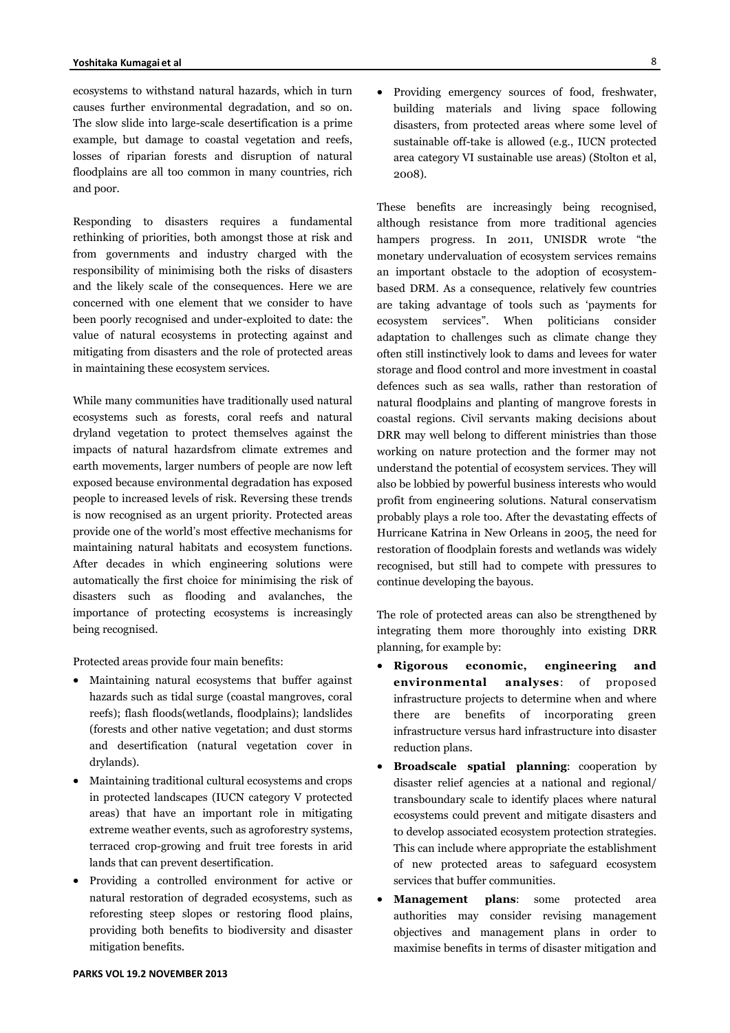ecosystems to withstand natural hazards, which in turn causes further environmental degradation, and so on. The slow slide into large-scale desertification is a prime example, but damage to coastal vegetation and reefs, losses of riparian forests and disruption of natural floodplains are all too common in many countries, rich and poor.

Responding to disasters requires a fundamental rethinking of priorities, both amongst those at risk and from governments and industry charged with the responsibility of minimising both the risks of disasters and the likely scale of the consequences. Here we are concerned with one element that we consider to have been poorly recognised and under-exploited to date: the value of natural ecosystems in protecting against and mitigating from disasters and the role of protected areas in maintaining these ecosystem services.

While many communities have traditionally used natural ecosystems such as forests, coral reefs and natural dryland vegetation to protect themselves against the impacts of natural hazardsfrom climate extremes and earth movements, larger numbers of people are now left exposed because environmental degradation has exposed people to increased levels of risk. Reversing these trends is now recognised as an urgent priority. Protected areas provide one of the world's most effective mechanisms for maintaining natural habitats and ecosystem functions. After decades in which engineering solutions were automatically the first choice for minimising the risk of disasters such as flooding and avalanches, the importance of protecting ecosystems is increasingly being recognised.

Protected areas provide four main benefits:

- Maintaining natural ecosystems that buffer against hazards such as tidal surge (coastal mangroves, coral reefs); flash floods(wetlands, floodplains); landslides (forests and other native vegetation; and dust storms and desertification (natural vegetation cover in drylands).
- Maintaining traditional cultural ecosystems and crops in protected landscapes (IUCN category V protected areas) that have an important role in mitigating extreme weather events, such as agroforestry systems, terraced crop-growing and fruit tree forests in arid lands that can prevent desertification.
- Providing a controlled environment for active or natural restoration of degraded ecosystems, such as reforesting steep slopes or restoring flood plains, providing both benefits to biodiversity and disaster mitigation benefits.
- Providing emergency sources of food, freshwater, building materials and living space following disasters, from protected areas where some level of sustainable off-take is allowed (e.g., IUCN protected area category VI sustainable use areas) (Stolton et al, 2008).

These benefits are increasingly being recognised, although resistance from more traditional agencies hampers progress. In 2011, UNISDR wrote "the monetary undervaluation of ecosystem services remains an important obstacle to the adoption of ecosystem-based DRM. As a consequence, relatively few countries are taking advantage of tools such as 'payments for ecosystem services". When politicians consider adaptation to challenges such as climate change they often still instinctively look to dams and levees for water storage and flood control and more investment in coastal defences such as sea walls, rather than restoration of natural floodplains and planting of mangrove forests in coastal regions. Civil servants making decisions about DRR may well belong to different ministries than those working on nature protection and the former may not understand the potential of ecosystem services. They will also be lobbied by powerful business interests who would profit from engineering solutions. Natural conservatism probably plays a role too. After the devastating effects of Hurricane Katrina in New Orleans in 2005, the need for restoration of floodplain forests and wetlands was widely recognised, but still had to compete with pressures to continue developing the bayous.

The role of protected areas can also be strengthened by integrating them more thoroughly into existing DRR planning, for example by:

- **Rigorous economic, engineering and environmental analyses**: of proposed infrastructure projects to determine when and where there are benefits of incorporating green infrastructure versus hard infrastructure into disaster reduction plans.
- **Broadscale spatial planning**: cooperation by disaster relief agencies at a national and regional/ transboundary scale to identify places where natural ecosystems could prevent and mitigate disasters and to develop associated ecosystem protection strategies. This can include where appropriate the establishment of new protected areas to safeguard ecosystem services that buffer communities.
- **Management plans**: some protected area authorities may consider revising management objectives and management plans in order to maximise benefits in terms of disaster mitigation and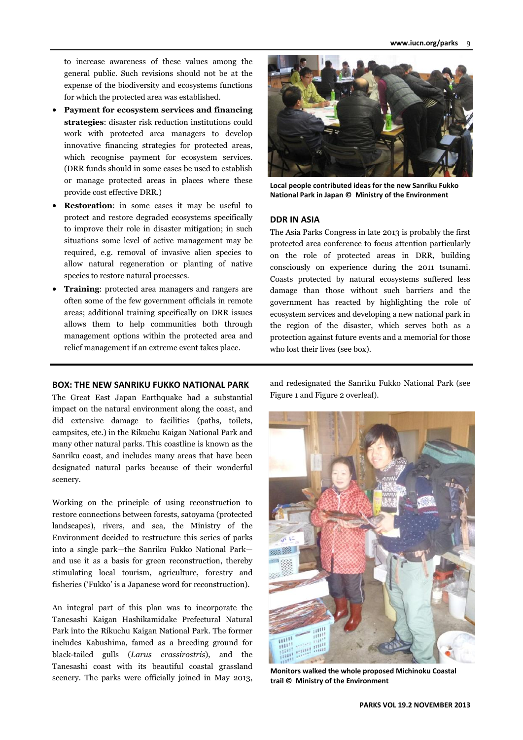to increase awareness of these values among the general public. Such revisions should not be at the expense of the biodiversity and ecosystems functions for which the protected area was established.

- **Payment for ecosystem services and financing strategies**: disaster risk reduction institutions could work with protected area managers to develop innovative financing strategies for protected areas, which recognise payment for ecosystem services. (DRR funds should in some cases be used to establish or manage protected areas in places where these provide cost effective DRR.)
- **Restoration**: in some cases it may be useful to protect and restore degraded ecosystems specifically to improve their role in disaster mitigation; in such situations some level of active management may be required, e.g. removal of invasive alien species to allow natural regeneration or planting of native species to restore natural processes.
- **Training**: protected area managers and rangers are often some of the few government officials in remote areas; additional training specifically on DRR issues allows them to help communities both through management options within the protected area and relief management if an extreme event takes place.

**Local people contributed ideas for the new Sanriku Fukko National Park in Japan © Ministry of the Environment**

## DDR IN ASIA

The Asia Parks Congress in late 2013 is probably the first protected area conference to focus attention particularly on the role of protected areas in DRR, building consciously on experience during the 2011 tsunami. Coasts protected by natural ecosystems suffered less damage than those without such barriers and the government has reacted by highlighting the role of ecosystem services and developing a new national park in the region of the disaster, which serves both as a protection against future events and a memorial for those who lost their lives (see box).

## BOX: THE NEW SANRIKU FUKKO NATIONAL PARK

The Great East Japan Earthquake had a substantial impact on the natural environment along the coast, and did extensive damage to facilities (paths, toilets, campsites, etc.) in the Rikuchu Kaigan National Park and many other natural parks. This coastline is known as the Sanriku coast, and includes many areas that have been designated natural parks because of their wonderful scenery.

Working on the principle of using reconstruction to restore connections between forests, satoyama (protected landscapes), rivers, and sea, the Ministry of the Environment decided to restructure this series of parks into a single park—the Sanriku Fukko National Park—and use it as a basis for green reconstruction, thereby stimulating local tourism, agriculture, forestry and fisheries ('Fukko' is a Japanese word for reconstruction).

An integral part of this plan was to incorporate the Tanesashi Kaigan Hashikamidake Prefectural Natural Park into the Rikuchu Kaigan National Park. The former includes Kabushima, famed as a breeding ground for black-tailed gulls (*Larus crassirostris*), and the Tanesashi coast with its beautiful coastal grassland scenery. The parks were officially joined in May 2013, and redesignated the Sanriku Fukko National Park (see Figure 1 and Figure 2 overleaf).

**Monitors walked the whole proposed Michinoku Coastal trail © Ministry of the Environment**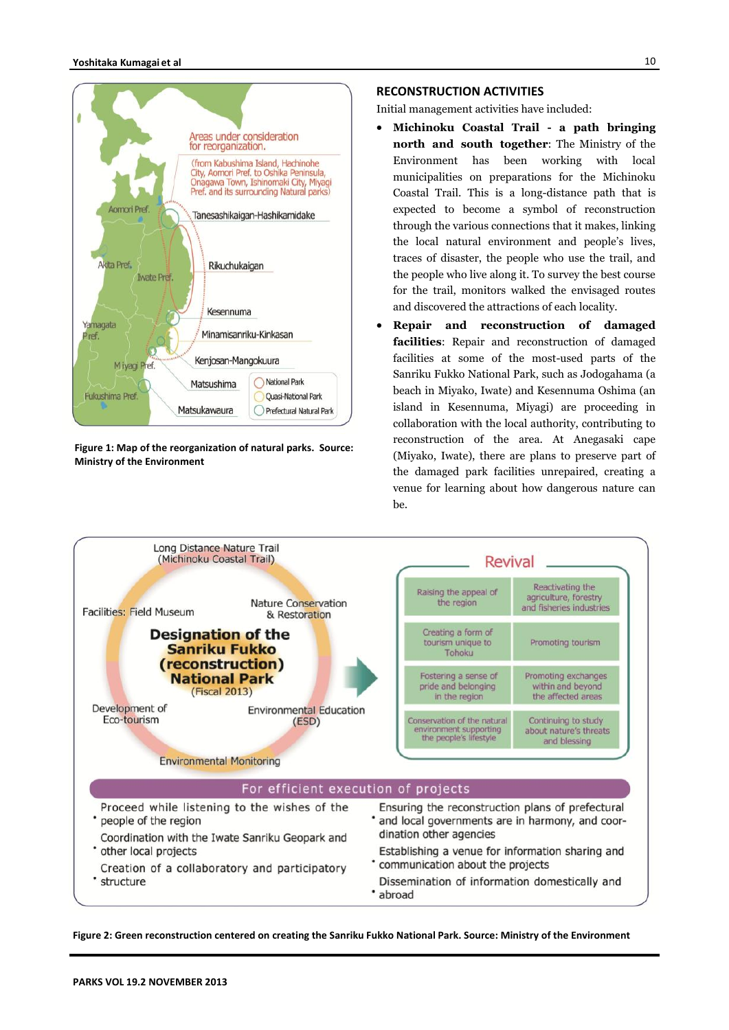Figure 1: Map of the reorganization of natural parks. Source: Ministry of the Environment

## RECONSTRUCTION ACTIVITIES

Initial management activities have included:

- **Michinoku Coastal Trail - a path bringing north and south together**: The Ministry of the Environment has been working with local municipalities on preparations for the Michinoku Coastal Trail. This is a long-distance path that is expected to become a symbol of reconstruction through the various connections that it makes, linking the local natural environment and people's lives, traces of disaster, the people who use the trail, and the people who live along it. To survey the best course for the trail, monitors walked the envisaged routes and discovered the attractions of each locality.
- **Repair and reconstruction of damaged facilities**: Repair and reconstruction of damaged facilities at some of the most-used parts of the Sanriku Fukko National Park, such as Jodogahama (a beach in Miyako, Iwate) and Kesennuma Oshima (an island in Kesennuma, Miyagi) are proceeding in collaboration with the local authority, contributing to reconstruction of the area. At Anegasaki cape (Miyako, Iwate), there are plans to preserve part of the damaged park facilities unrepaired, creating a venue for learning about how dangerous nature can be.

Figure 2: Green reconstruction centered on creating the Sanriku Fukko National Park. Source: Ministry of the Environment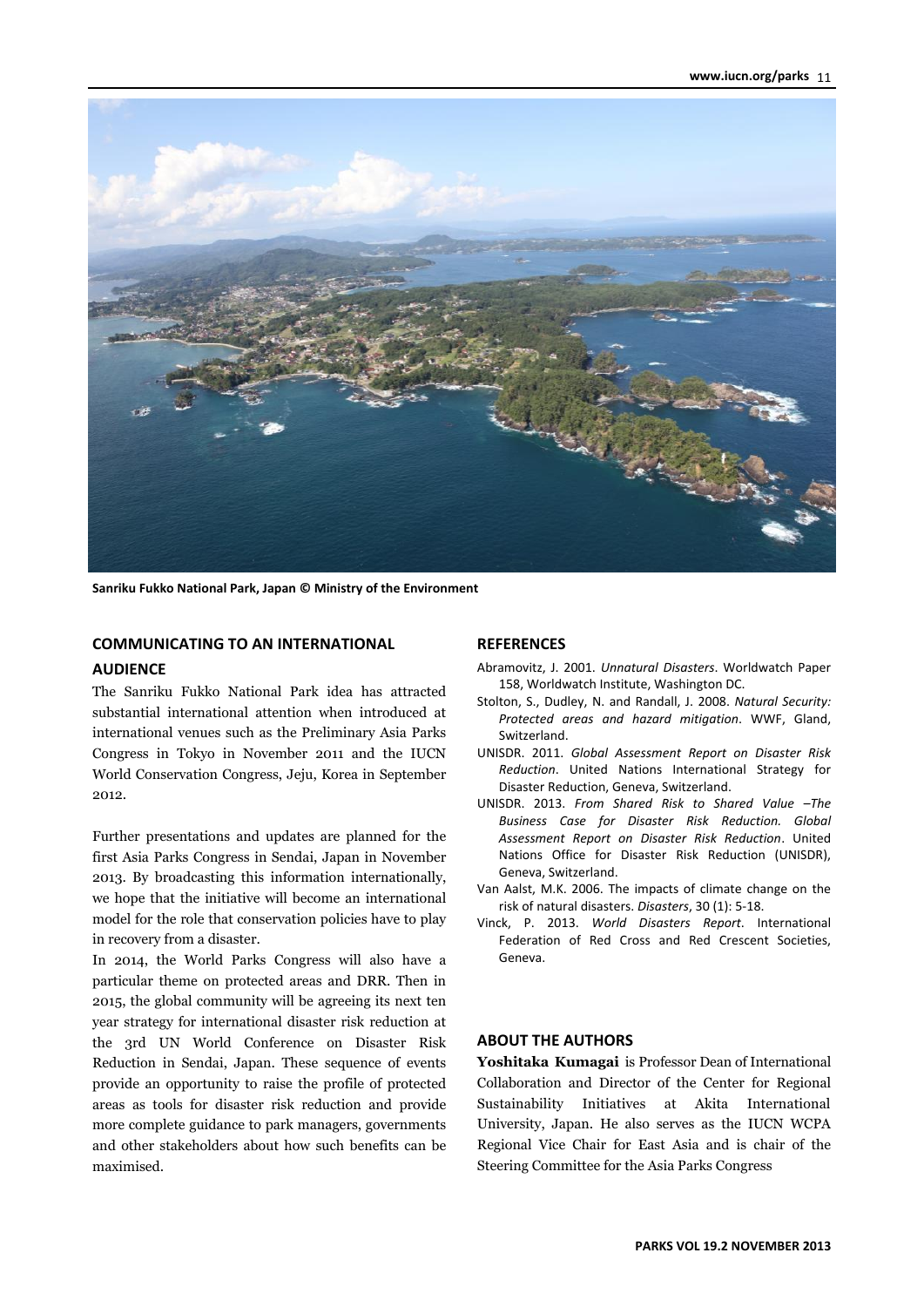Sanriku Fukko National Park, Japan © Ministry of the Environment

## COMMUNICATING TO AN INTERNATIONAL AUDIENCE

The Sanriku Fukko National Park idea has attracted substantial international attention when introduced at international venues such as the Preliminary Asia Parks Congress in Tokyo in November 2011 and the IUCN World Conservation Congress, Jeju, Korea in September 2012.

Further presentations and updates are planned for the first Asia Parks Congress in Sendai, Japan in November 2013. By broadcasting this information internationally, we hope that the initiative will become an international model for the role that conservation policies have to play in recovery from a disaster.

In 2014, the World Parks Congress will also have a particular theme on protected areas and DRR. Then in 2015, the global community will be agreeing its next ten year strategy for international disaster risk reduction at the 3rd UN World Conference on Disaster Risk Reduction in Sendai, Japan. These sequence of events provide an opportunity to raise the profile of protected areas as tools for disaster risk reduction and provide more complete guidance to park managers, governments and other stakeholders about how such benefits can be maximised.

## REFERENCES

Abramovitz, J. 2001. *Unnatural Disasters*. Worldwatch Paper 158, Worldwatch Institute, Washington DC.

Stolton, S., Dudley, N. and Randall, J. 2008. *Natural Security: Protected areas and hazard mitigation*. WWF, Gland, Switzerland.

UNISDR. 2011. *Global Assessment Report on Disaster Risk Reduction*. United Nations International Strategy for Disaster Reduction, Geneva, Switzerland.

UNISDR. 2013. *From Shared Risk to Shared Value –The Business Case for Disaster Risk Reduction. Global Assessment Report on Disaster Risk Reduction*. United Nations Office for Disaster Risk Reduction (UNISDR), Geneva, Switzerland.

Van Aalst, M.K. 2006. The impacts of climate change on the risk of natural disasters. *Disasters*, 30 (1): 5-18.

Vinck, P. 2013. *World Disasters Report*. International Federation of Red Cross and Red Crescent Societies, Geneva.

## ABOUT THE AUTHORS

**Yoshitaka Kumagai** is Professor Dean of International Collaboration and Director of the Center for Regional Sustainability Initiatives at Akita International University, Japan. He also serves as the IUCN WCPA Regional Vice Chair for East Asia and is chair of the Steering Committee for the Asia Parks Congress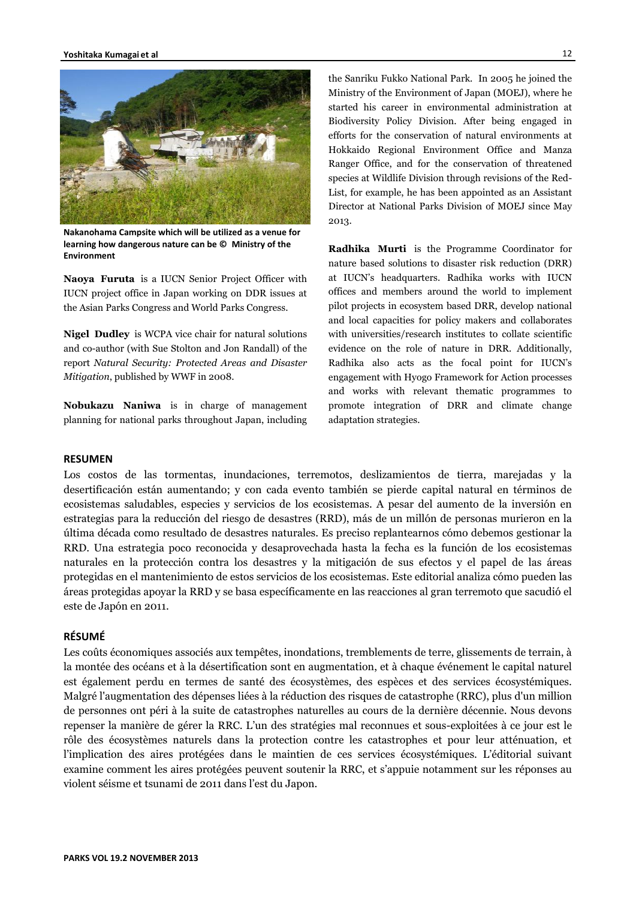Nakanohama Campsite which will be utilized as a venue for learning how dangerous nature can be © Ministry of the Environment

**Naoya Furuta** is a IUCN Senior Project Officer with IUCN project office in Japan working on DDR issues at the Asian Parks Congress and World Parks Congress.

**Nigel Dudley** is WCPA vice chair for natural solutions and co-author (with Sue Stolton and Jon Randall) of the report *Natural Security: Protected Areas and Disaster Mitigation*, published by WWF in 2008.

**Nobukazu Naniwa** is in charge of management planning for national parks throughout Japan, including the Sanriku Fukko National Park. In 2005 he joined the Ministry of the Environment of Japan (MOEJ), where he started his career in environmental administration at Biodiversity Policy Division. After being engaged in efforts for the conservation of natural environments at Hokkaido Regional Environment Office and Manza Ranger Office, and for the conservation of threatened species at Wildlife Division through revisions of the Red-List, for example, he has been appointed as an Assistant Director at National Parks Division of MOEJ since May 2013.

**Radhika Murti** is the Programme Coordinator for nature based solutions to disaster risk reduction (DRR) at IUCN's headquarters. Radhika works with IUCN offices and members around the world to implement pilot projects in ecosystem based DRR, develop national and local capacities for policy makers and collaborates with universities/research institutes to collate scientific evidence on the role of nature in DRR. Additionally, Radhika also acts as the focal point for IUCN's engagement with Hyogo Framework for Action processes and works with relevant thematic programmes to promote integration of DRR and climate change adaptation strategies.

## RESUMEN

Los costos de las tormentas, inundaciones, terremotos, deslizamientos de tierra, marejadas y la desertificación están aumentando; y con cada evento también se pierde capital natural en términos de ecosistemas saludables, especies y servicios de los ecosistemas. A pesar del aumento de la inversión en estrategias para la reducción del riesgo de desastres (RRD), más de un millón de personas murieron en la última década como resultado de desastres naturales. Es preciso replantearnos cómo debemos gestionar la RRD. Una estrategia poco reconocida y desaprovechada hasta la fecha es la función de los ecosistemas naturales en la protección contra los desastres y la mitigación de sus efectos y el papel de las áreas protegidas en el mantenimiento de estos servicios de los ecosistemas. Este editorial analiza cómo pueden las áreas protegidas apoyar la RRD y se basa específicamente en las reacciones al gran terremoto que sacudió el este de Japón en 2011.

## RÉSUMÉ

Les coûts économiques associés aux tempêtes, inondations, tremblements de terre, glissements de terrain, à la montée des océans et à la désertification sont en augmentation, et à chaque événement le capital naturel est également perdu en termes de santé des écosystèmes, des espèces et des services écosystémiques. Malgré l'augmentation des dépenses liées à la réduction des risques de catastrophe (RRC), plus d'un million de personnes ont péri à la suite de catastrophes naturelles au cours de la dernière décennie. Nous devons repenser la manière de gérer la RRC. L'un des stratégies mal reconnues et sous-exploitées à ce jour est le rôle des écosystèmes naturels dans la protection contre les catastrophes et pour leur atténuation, et l'implication des aires protégées dans le maintien de ces services écosystémiques. L'éditorial suivant examine comment les aires protégées peuvent soutenir la RRC, et s'appuie notamment sur les réponses au violent séisme et tsunami de 2011 dans l'est du Japon.